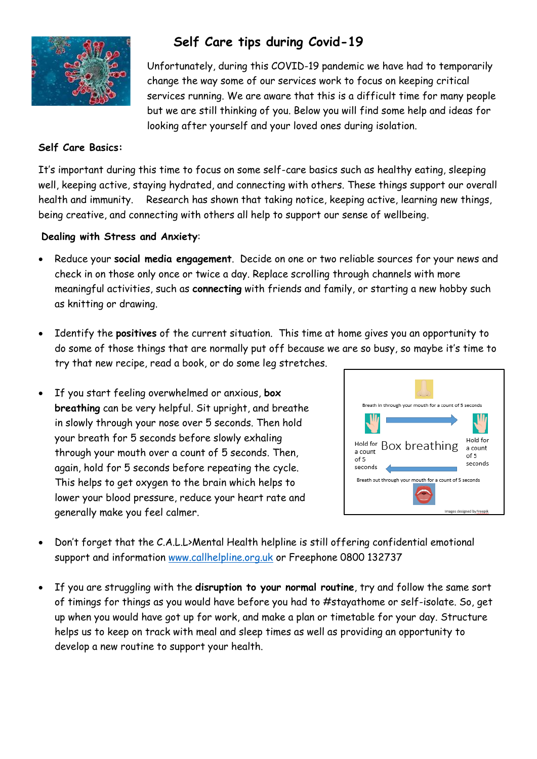# Self Care tips during Covid-19

Unfortunately, during this COVID-19 pandemic we have had to temporarily change the way some of our services work to focus on keeping critical services running. We are aware that this is a difficult time for many people but we are still thinking of you. Below you will find some help and ideas for looking after yourself and your loved ones during isolation.

**Self Care Basics:**

It's important during this time to focus on some self-care basics such as healthy eating, sleeping well, keeping active, staying hydrated, and connecting with others. These things support our overall health and immunity. Research has shown that taking notice, keeping active, learning new things, being creative, and connecting with others all help to support our sense of wellbeing.

**Dealing with Stress and Anxiety:**

- Reduce your **social media engagement**. Decide on one or two reliable sources for your news and check in on those only once or twice a day. Replace scrolling through channels with more meaningful activities, such as **connecting** with friends and family, or starting a new hobby such as knitting or drawing.

- Identify the **positives** of the current situation. This time at home gives you an opportunity to do some of those things that are normally put off because we are so busy, so maybe it's time to try that new recipe, read a book, or do some leg stretches.

- If you start feeling overwhelmed or anxious, **box breathing** can be very helpful. Sit upright, and breathe in slowly through your nose over 5 seconds. Then hold your breath for 5 seconds before slowly exhaling through your mouth over a count of 5 seconds. Then, again, hold for 5 seconds before repeating the cycle. This helps to get oxygen to the brain which helps to lower your blood pressure, reduce your heart rate and generally make you feel calmer.

Box breathing

Breath in through your mouth for a count of 5 seconds

Hold for a count of 5 seconds

Breath out through your mouth for a count of 5 seconds

Hold for a count of 5 seconds

Images designed by Freepik

- Don't forget that the C.A.L.L>Mental Health helpline is still offering confidential emotional support and information www.callhelpline.org.uk or Freephone 0800 132737

- If you are struggling with the **disruption to your normal routine**, try and follow the same sort of timings for things as you would have before you had to #stayathome or self-isolate. So, get up when you would have got up for work, and make a plan or timetable for your day. Structure helps us to keep on track with meal and sleep times as well as providing an opportunity to develop a new routine to support your health.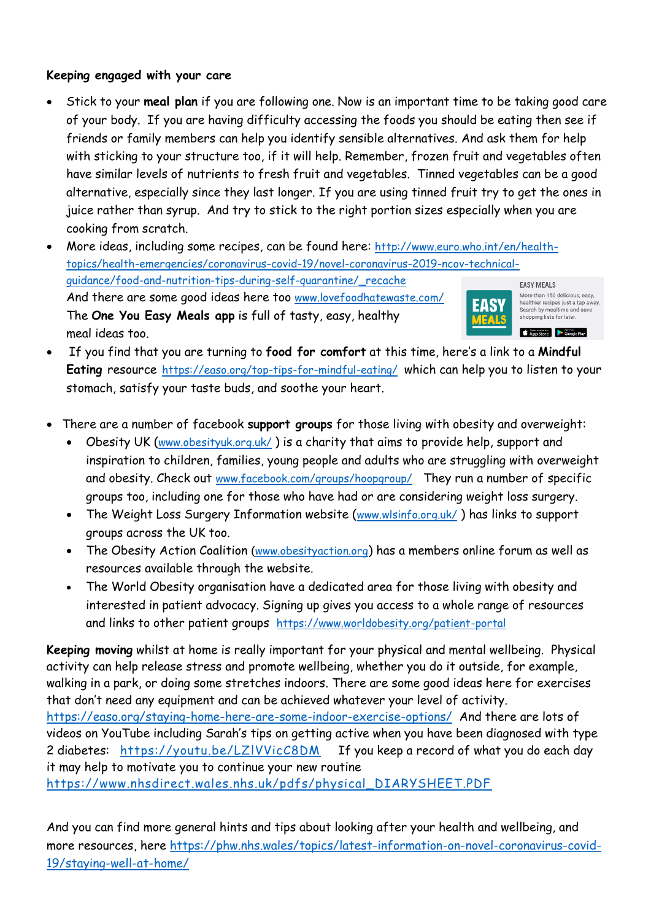**Keeping engaged with your care**

- Stick to your **meal plan** if you are following one. Now is an important time to be taking good care of your body. If you are having difficulty accessing the foods you should be eating then see if friends or family members can help you identify sensible alternatives. And ask them for help with sticking to your structure too, if it will help. Remember, frozen fruit and vegetables often have similar levels of nutrients to fresh fruit and vegetables. Tinned vegetables can be a good alternative, especially since they last longer. If you are using tinned fruit try to get the ones in juice rather than syrup. And try to stick to the right portion sizes especially when you are cooking from scratch.
- More ideas, including some recipes, can be found here: http://www.euro.who.int/en/health-topics/health-emergencies/coronavirus-covid-19/novel-coronavirus-2019-ncov-technical-guidance/food-and-nutrition-tips-during-self-quarantine/_recache
  And there are some good ideas here too www.lovefoodhatewaste.com/
  The **One You Easy Meals app** is full of tasty, easy, healthy meal ideas too.
- If you find that you are turning to **food for comfort** at this time, here's a link to a **Mindful Eating** resource https://easo.org/top-tips-for-mindful-eating/ which can help you to listen to your stomach, satisfy your taste buds, and soothe your heart.

- There are a number of facebook **support groups** for those living with obesity and overweight:
  - Obesity UK (www.obesityuk.org.uk/ ) is a charity that aims to provide help, support and inspiration to children, families, young people and adults who are struggling with overweight and obesity. Check out www.facebook.com/groups/hoopgroup/ They run a number of specific groups too, including one for those who have had or are considering weight loss surgery.
  - The Weight Loss Surgery Information website (www.wlsinfo.org.uk/ ) has links to support groups across the UK too.
  - The Obesity Action Coalition (www.obesityaction.org) has a members online forum as well as resources available through the website.
  - The World Obesity organisation have a dedicated area for those living with obesity and interested in patient advocacy. Signing up gives you access to a whole range of resources and links to other patient groups https://www.worldobesity.org/patient-portal

**Keeping moving** whilst at home is really important for your physical and mental wellbeing. Physical activity can help release stress and promote wellbeing, whether you do it outside, for example, walking in a park, or doing some stretches indoors. There are some good ideas here for exercises that don't need any equipment and can be achieved whatever your level of activity. https://easo.org/staying-home-here-are-some-indoor-exercise-options/ And there are lots of videos on YouTube including Sarah's tips on getting active when you have been diagnosed with type 2 diabetes: https://youtu.be/LZlVVicC8DM If you keep a record of what you do each day it may help to motivate you to continue your new routine https://www.nhsdirect.wales.nhs.uk/pdfs/physical_DIARYSHEET.PDF

And you can find more general hints and tips about looking after your health and wellbeing, and more resources, here https://phw.nhs.wales/topics/latest-information-on-novel-coronavirus-covid-19/staying-well-at-home/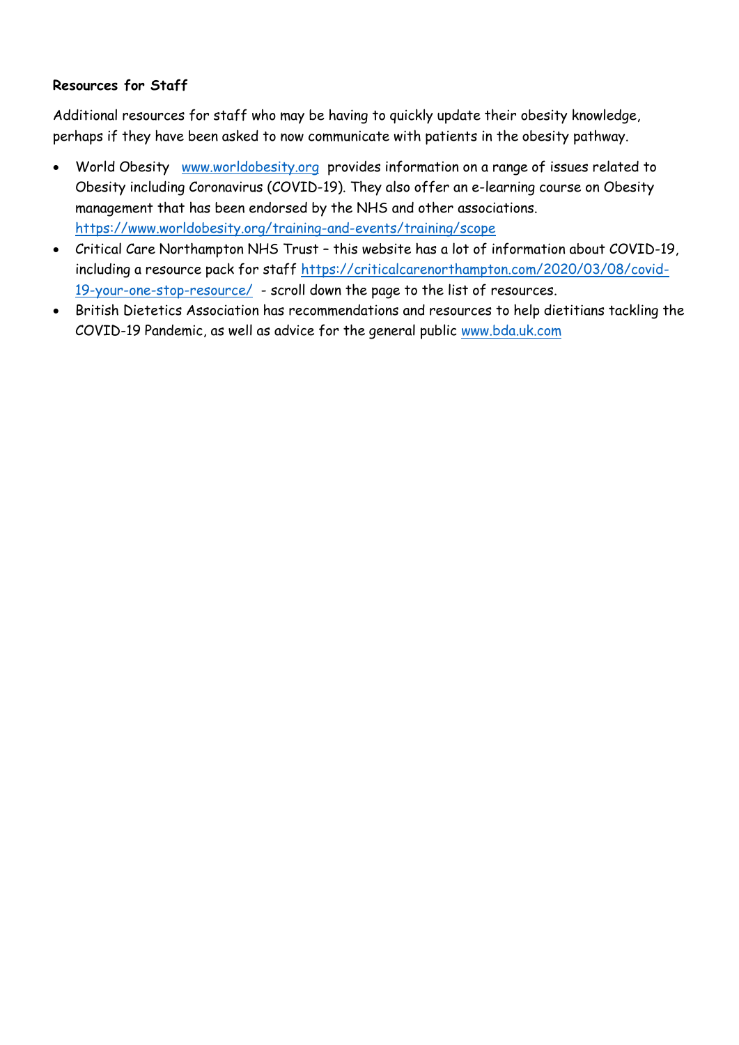**Resources for Staff**

Additional resources for staff who may be having to quickly update their obesity knowledge, perhaps if they have been asked to now communicate with patients in the obesity pathway.

- World Obesity [www.worldobesity.org](http://www.worldobesity.org) provides information on a range of issues related to Obesity including Coronavirus (COVID-19). They also offer an e-learning course on Obesity management that has been endorsed by the NHS and other associations. [https://www.worldobesity.org/training-and-events/training/scope](https://www.worldobesity.org/training-and-events/training/scope)
- Critical Care Northampton NHS Trust – this website has a lot of information about COVID-19, including a resource pack for staff [https://criticalcarenorthampton.com/2020/03/08/covid-19-your-one-stop-resource/](https://criticalcarenorthampton.com/2020/03/08/covid-19-your-one-stop-resource/) - scroll down the page to the list of resources.
- British Dietetics Association has recommendations and resources to help dietitians tackling the COVID-19 Pandemic, as well as advice for the general public [www.bda.uk.com](http://www.bda.uk.com)